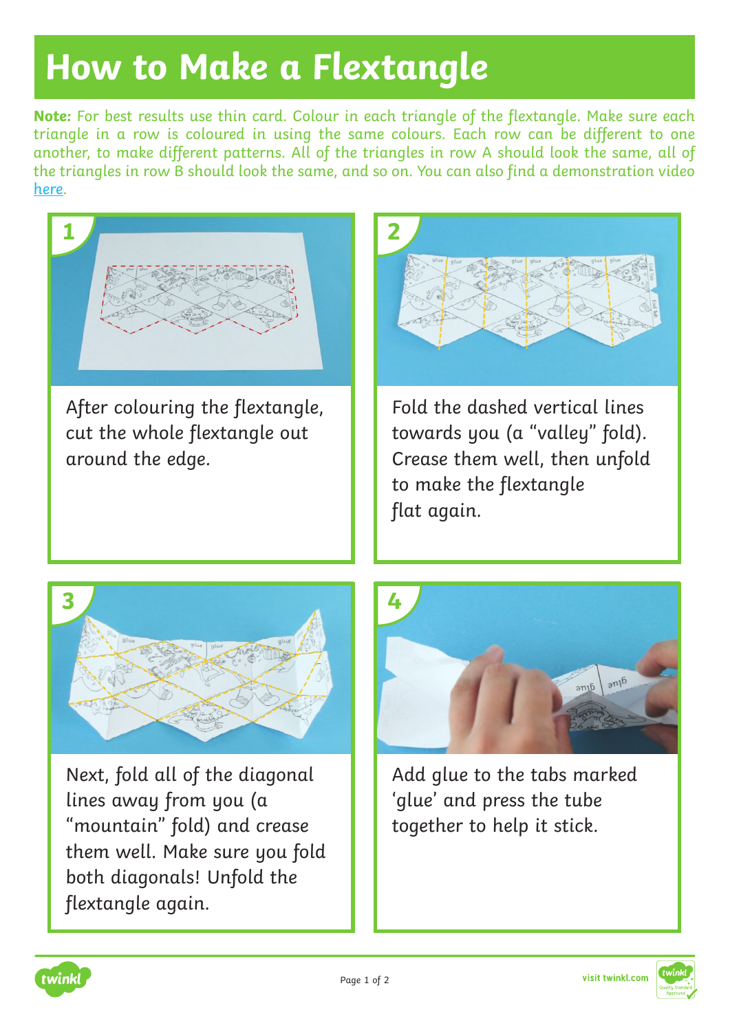# How to Make a Flextangle

**Note:** For best results use thin card. Colour in each triangle of the flextangle. Make sure each triangle in a row is coloured in using the same colours. Each row can be different to one another, to make different patterns. All of the triangles in row A should look the same, all of the triangles in row B should look the same, and so on. You can also find a demonstration video [here](#).

**1**

After colouring the flextangle, cut the whole flextangle out around the edge.

**2**

Fold the dashed vertical lines towards you (a "valley" fold). Crease them well, then unfold to make the flextangle flat again.

**3**

Next, fold all of the diagonal lines away from you (a "mountain" fold) and crease them well. Make sure you fold both diagonals! Unfold the flextangle again.

**4**

Add glue to the tabs marked 'glue' and press the tube together to help it stick.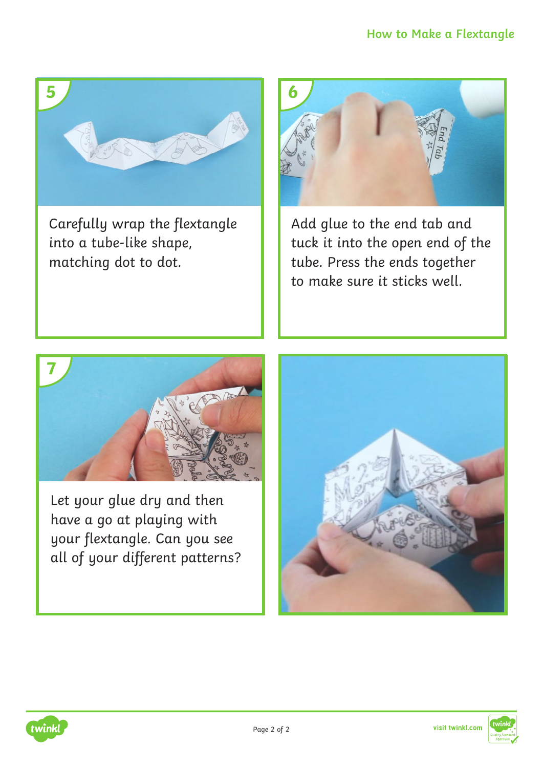**5**

Carefully wrap the flextangle into a tube-like shape, matching dot to dot.

**6**

Add glue to the end tab and tuck it into the open end of the tube. Press the ends together to make sure it sticks well.

**7**

Let your glue dry and then have a go at playing with your flextangle. Can you see all of your different patterns?